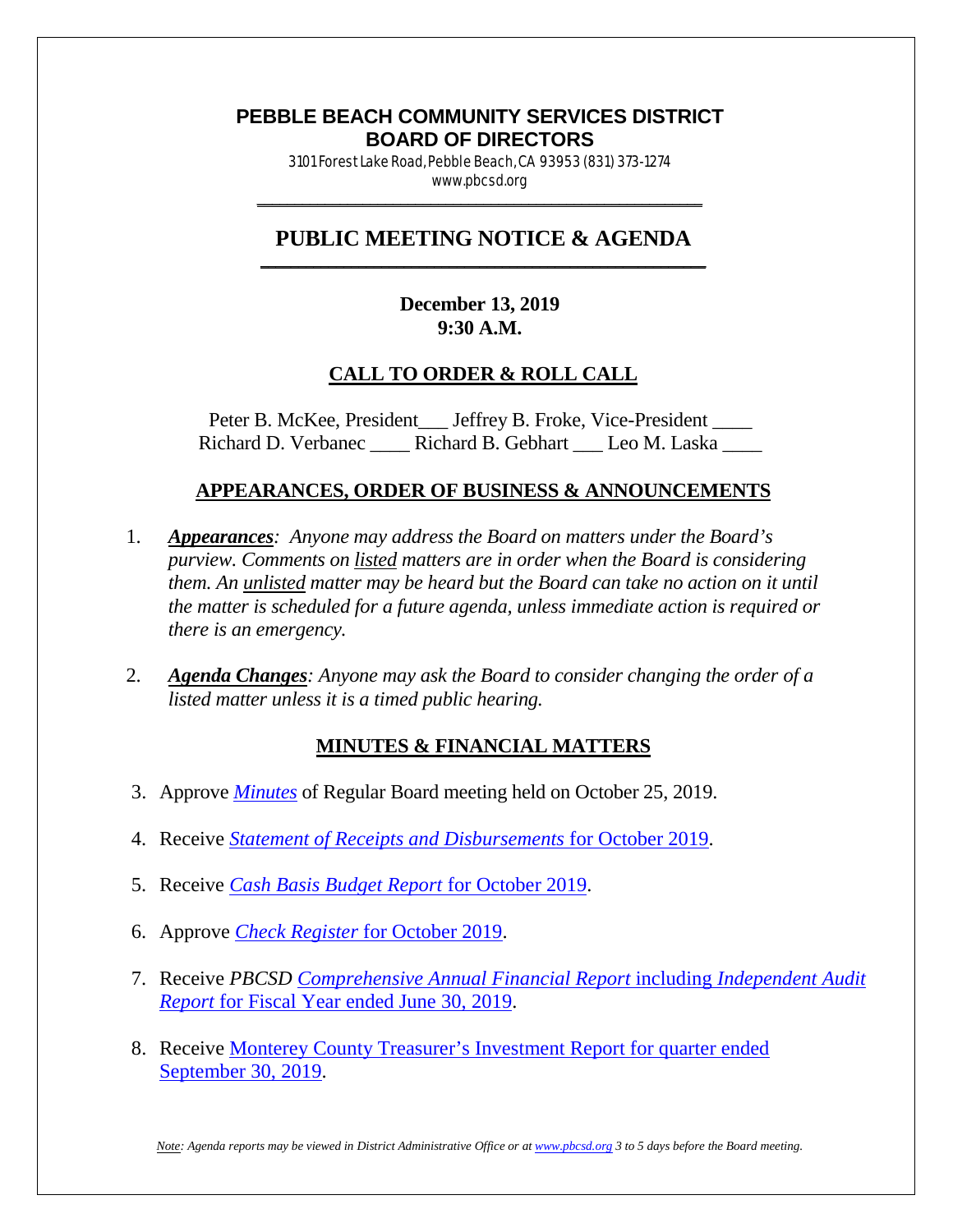# PEBBLE BEACH COMMUNITY SERVICES DISTRICT
# BOARD OF DIRECTORS

3101 Forest Lake Road, Pebble Beach, CA 93953 (831) 373-1274
www.pbcsd.org

## PUBLIC MEETING NOTICE & AGENDA

**December 13, 2019**
**9:30 A.M.**

## CALL TO ORDER & ROLL CALL

Peter B. McKee, President___ Jeffrey B. Froke, Vice-President ____
Richard D. Verbanec ____ Richard B. Gebhart ___ Leo M. Laska ____

## APPEARANCES, ORDER OF BUSINESS & ANNOUNCEMENTS

1. ***Appearances**: Anyone may address the Board on matters under the Board's purview. Comments on listed matters are in order when the Board is considering them. An unlisted matter may be heard but the Board can take no action on it until the matter is scheduled for a future agenda, unless immediate action is required or there is an emergency.*

2. ***Agenda Changes**: Anyone may ask the Board to consider changing the order of a listed matter unless it is a timed public hearing.*

## MINUTES & FINANCIAL MATTERS

3. Approve *Minutes* of Regular Board meeting held on October 25, 2019.

4. Receive *Statement of Receipts and Disbursements* for October 2019.

5. Receive *Cash Basis Budget Report* for October 2019.

6. Approve *Check Register* for October 2019.

7. Receive *PBCSD Comprehensive Annual Financial Report* including *Independent Audit Report* for Fiscal Year ended June 30, 2019.

8. Receive Monterey County Treasurer's Investment Report for quarter ended September 30, 2019.

*Note: Agenda reports may be viewed in District Administrative Office or at www.pbcsd.org 3 to 5 days before the Board meeting.*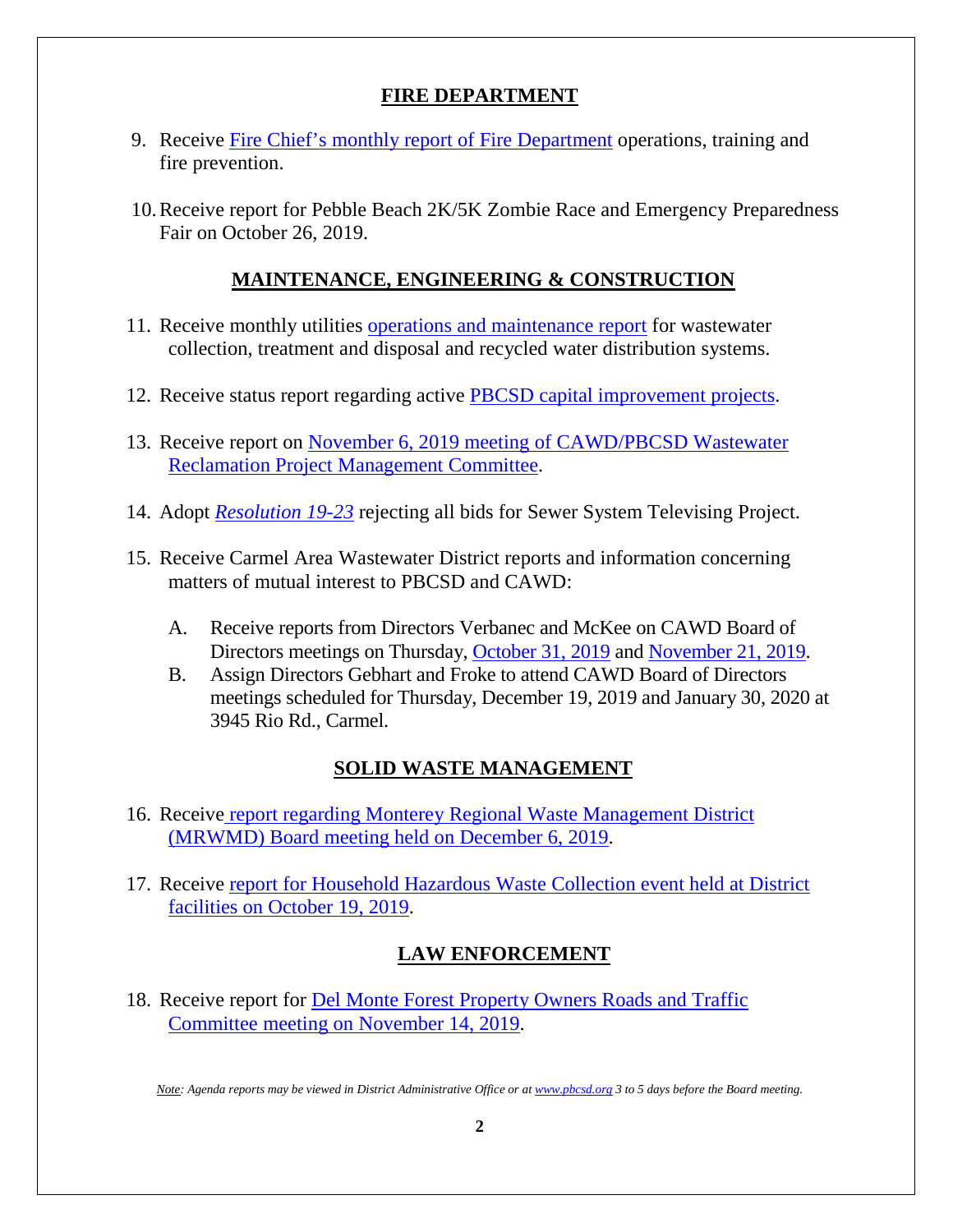## FIRE DEPARTMENT

9. Receive Fire Chief's monthly report of Fire Department operations, training and fire prevention.

10. Receive report for Pebble Beach 2K/5K Zombie Race and Emergency Preparedness Fair on October 26, 2019.

## MAINTENANCE, ENGINEERING & CONSTRUCTION

11. Receive monthly utilities operations and maintenance report for wastewater collection, treatment and disposal and recycled water distribution systems.

12. Receive status report regarding active PBCSD capital improvement projects.

13. Receive report on November 6, 2019 meeting of CAWD/PBCSD Wastewater Reclamation Project Management Committee.

14. Adopt *Resolution 19-23* rejecting all bids for Sewer System Televising Project.

15. Receive Carmel Area Wastewater District reports and information concerning matters of mutual interest to PBCSD and CAWD:

    A. Receive reports from Directors Verbanec and McKee on CAWD Board of Directors meetings on Thursday, October 31, 2019 and November 21, 2019.

    B. Assign Directors Gebhart and Froke to attend CAWD Board of Directors meetings scheduled for Thursday, December 19, 2019 and January 30, 2020 at 3945 Rio Rd., Carmel.

## SOLID WASTE MANAGEMENT

16. Receive report regarding Monterey Regional Waste Management District (MRWMD) Board meeting held on December 6, 2019.

17. Receive report for Household Hazardous Waste Collection event held at District facilities on October 19, 2019.

## LAW ENFORCEMENT

18. Receive report for Del Monte Forest Property Owners Roads and Traffic Committee meeting on November 14, 2019.

*Note: Agenda reports may be viewed in District Administrative Office or at www.pbcsd.org 3 to 5 days before the Board meeting.*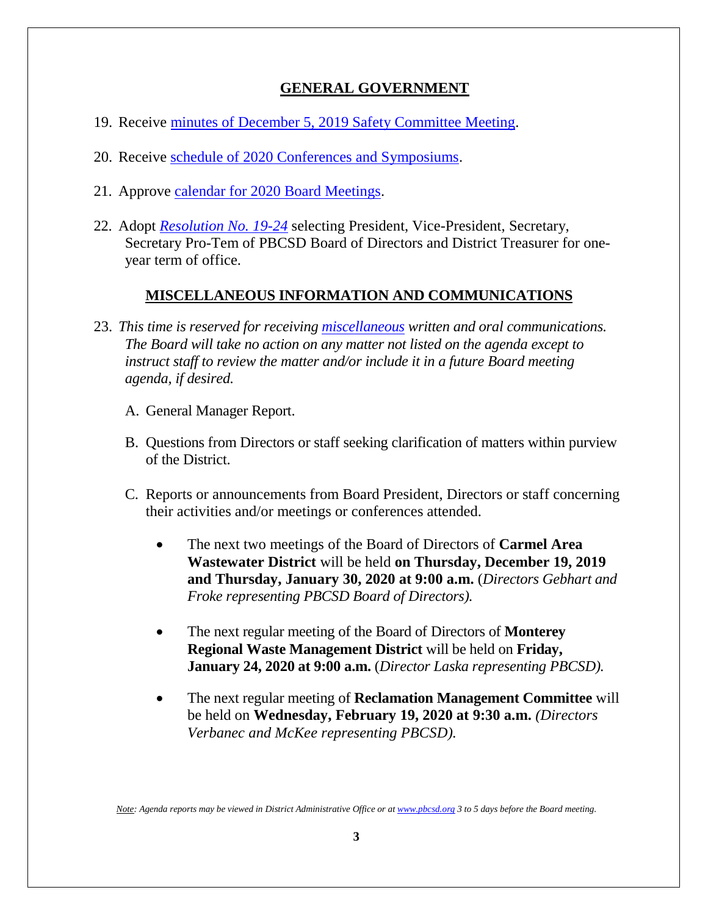## GENERAL GOVERNMENT

19. Receive minutes of December 5, 2019 Safety Committee Meeting.

20. Receive schedule of 2020 Conferences and Symposiums.

21. Approve calendar for 2020 Board Meetings.

22. Adopt *Resolution No. 19-24* selecting President, Vice-President, Secretary, Secretary Pro-Tem of PBCSD Board of Directors and District Treasurer for one-year term of office.

## MISCELLANEOUS INFORMATION AND COMMUNICATIONS

23. *This time is reserved for receiving miscellaneous written and oral communications. The Board will take no action on any matter not listed on the agenda except to instruct staff to review the matter and/or include it in a future Board meeting agenda, if desired.*

    A. General Manager Report.

    B. Questions from Directors or staff seeking clarification of matters within purview of the District.

    C. Reports or announcements from Board President, Directors or staff concerning their activities and/or meetings or conferences attended.

    - The next two meetings of the Board of Directors of **Carmel Area Wastewater District** will be held **on Thursday, December 19, 2019 and Thursday, January 30, 2020 at 9:00 a.m.** (*Directors Gebhart and Froke representing PBCSD Board of Directors).*

    - The next regular meeting of the Board of Directors of **Monterey Regional Waste Management District** will be held on **Friday, January 24, 2020 at 9:00 a.m.** (*Director Laska representing PBCSD).*

    - The next regular meeting of **Reclamation Management Committee** will be held on **Wednesday, February 19, 2020 at 9:30 a.m.** *(Directors Verbanec and McKee representing PBCSD).*

*Note: Agenda reports may be viewed in District Administrative Office or at www.pbcsd.org 3 to 5 days before the Board meeting.*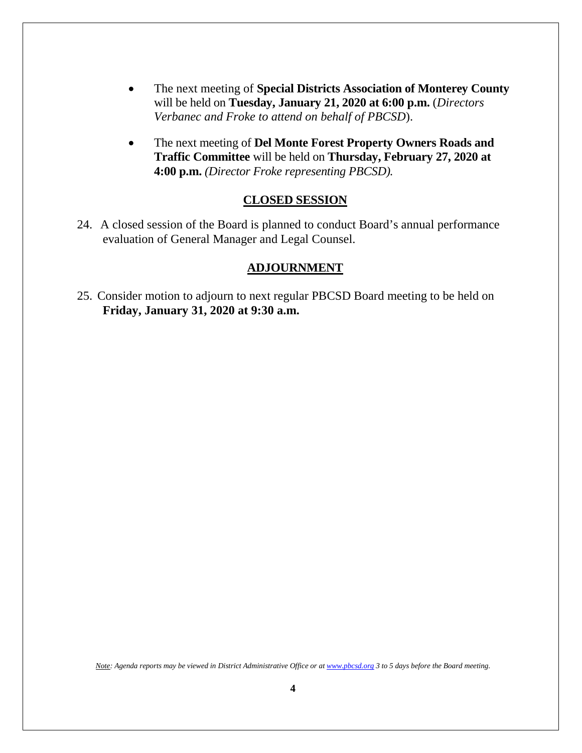- The next meeting of **Special Districts Association of Monterey County** will be held on **Tuesday, January 21, 2020 at 6:00 p.m.** (*Directors Verbanec and Froke to attend on behalf of PBCSD*).

- The next meeting of **Del Monte Forest Property Owners Roads and Traffic Committee** will be held on **Thursday, February 27, 2020 at 4:00 p.m.** *(Director Froke representing PBCSD).*

## CLOSED SESSION

24. A closed session of the Board is planned to conduct Board's annual performance evaluation of General Manager and Legal Counsel.

## ADJOURNMENT

25. Consider motion to adjourn to next regular PBCSD Board meeting to be held on **Friday, January 31, 2020 at 9:30 a.m.**

*Note: Agenda reports may be viewed in District Administrative Office or at www.pbcsd.org 3 to 5 days before the Board meeting.*